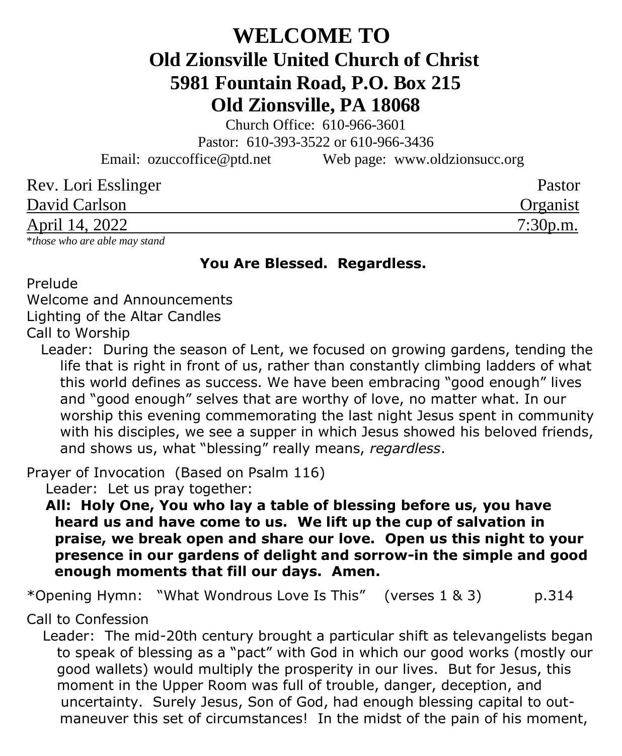# WELCOME TO

## Old Zionsville United Church of Christ
## 5981 Fountain Road, P.O. Box 215
## Old Zionsville, PA 18068

Church Office: 610-966-3601

Pastor: 610-393-3522 or 610-966-3436

Email: ozuccoffice@ptd.net     Web page: www.oldzionsucc.org

| | |
|---|---|
| Rev. Lori Esslinger | Pastor |
| David Carlson | Organist |
| April 14, 2022 | 7:30p.m. |

*\*those who are able may stand*

**You Are Blessed. Regardless.**

Prelude

Welcome and Announcements

Lighting of the Altar Candles

Call to Worship

Leader: During the season of Lent, we focused on growing gardens, tending the life that is right in front of us, rather than constantly climbing ladders of what this world defines as success. We have been embracing "good enough" lives and "good enough" selves that are worthy of love, no matter what. In our worship this evening commemorating the last night Jesus spent in community with his disciples, we see a supper in which Jesus showed his beloved friends, and shows us, what "blessing" really means, *regardless*.

Prayer of Invocation (Based on Psalm 116)

Leader: Let us pray together:

**All: Holy One, You who lay a table of blessing before us, you have heard us and have come to us. We lift up the cup of salvation in praise, we break open and share our love. Open us this night to your presence in our gardens of delight and sorrow-in the simple and good enough moments that fill our days. Amen.**

*Opening Hymn: "What Wondrous Love Is This" (verses 1 & 3) p.314

Call to Confession

Leader: The mid-20th century brought a particular shift as televangelists began to speak of blessing as a "pact" with God in which our good works (mostly our good wallets) would multiply the prosperity in our lives. But for Jesus, this moment in the Upper Room was full of trouble, danger, deception, and uncertainty. Surely Jesus, Son of God, had enough blessing capital to out-maneuver this set of circumstances! In the midst of the pain of his moment,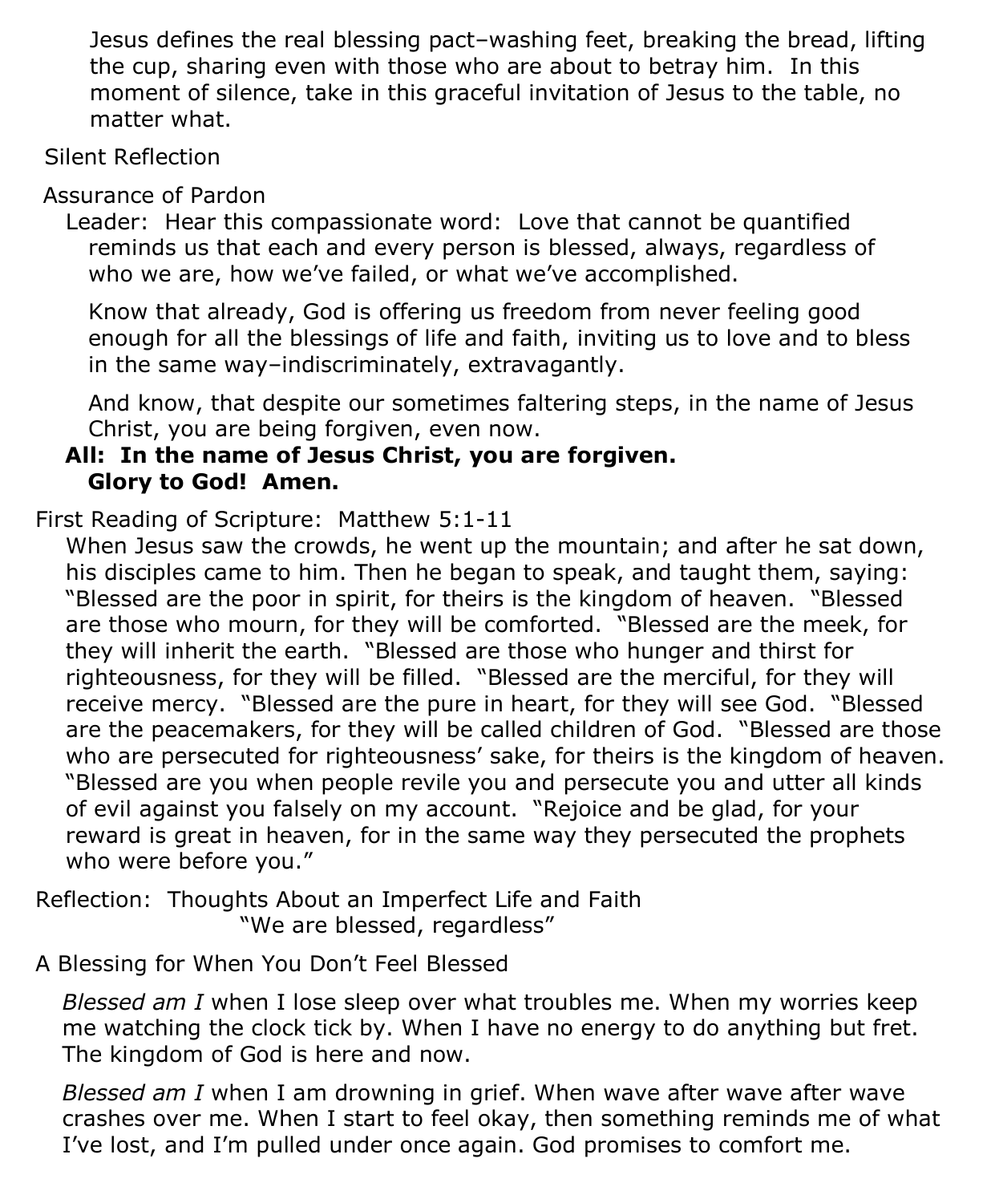Jesus defines the real blessing pact–washing feet, breaking the bread, lifting the cup, sharing even with those who are about to betray him. In this moment of silence, take in this graceful invitation of Jesus to the table, no matter what.

Silent Reflection

Assurance of Pardon

Leader: Hear this compassionate word: Love that cannot be quantified reminds us that each and every person is blessed, always, regardless of who we are, how we've failed, or what we've accomplished.

Know that already, God is offering us freedom from never feeling good enough for all the blessings of life and faith, inviting us to love and to bless in the same way–indiscriminately, extravagantly.

And know, that despite our sometimes faltering steps, in the name of Jesus Christ, you are being forgiven, even now.

**All: In the name of Jesus Christ, you are forgiven.**
**Glory to God! Amen.**

First Reading of Scripture: Matthew 5:1-11

When Jesus saw the crowds, he went up the mountain; and after he sat down, his disciples came to him. Then he began to speak, and taught them, saying: "Blessed are the poor in spirit, for theirs is the kingdom of heaven. "Blessed are those who mourn, for they will be comforted. "Blessed are the meek, for they will inherit the earth. "Blessed are those who hunger and thirst for righteousness, for they will be filled. "Blessed are the merciful, for they will receive mercy. "Blessed are the pure in heart, for they will see God. "Blessed are the peacemakers, for they will be called children of God. "Blessed are those who are persecuted for righteousness' sake, for theirs is the kingdom of heaven. "Blessed are you when people revile you and persecute you and utter all kinds of evil against you falsely on my account. "Rejoice and be glad, for your reward is great in heaven, for in the same way they persecuted the prophets who were before you."

Reflection: Thoughts About an Imperfect Life and Faith
"We are blessed, regardless"

A Blessing for When You Don't Feel Blessed

*Blessed am I* when I lose sleep over what troubles me. When my worries keep me watching the clock tick by. When I have no energy to do anything but fret. The kingdom of God is here and now.

*Blessed am I* when I am drowning in grief. When wave after wave after wave crashes over me. When I start to feel okay, then something reminds me of what I've lost, and I'm pulled under once again. God promises to comfort me.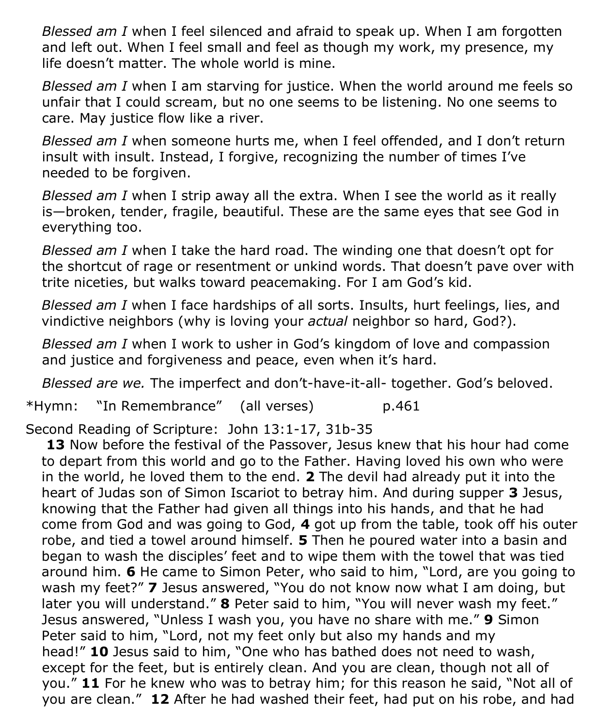*Blessed am I* when I feel silenced and afraid to speak up. When I am forgotten and left out. When I feel small and feel as though my work, my presence, my life doesn't matter. The whole world is mine.

*Blessed am I* when I am starving for justice. When the world around me feels so unfair that I could scream, but no one seems to be listening. No one seems to care. May justice flow like a river.

*Blessed am I* when someone hurts me, when I feel offended, and I don't return insult with insult. Instead, I forgive, recognizing the number of times I've needed to be forgiven.

*Blessed am I* when I strip away all the extra. When I see the world as it really is—broken, tender, fragile, beautiful. These are the same eyes that see God in everything too.

*Blessed am I* when I take the hard road. The winding one that doesn't opt for the shortcut of rage or resentment or unkind words. That doesn't pave over with trite niceties, but walks toward peacemaking. For I am God's kid.

*Blessed am I* when I face hardships of all sorts. Insults, hurt feelings, lies, and vindictive neighbors (why is loving your *actual* neighbor so hard, God?).

*Blessed am I* when I work to usher in God's kingdom of love and compassion and justice and forgiveness and peace, even when it's hard.

*Blessed are we.* The imperfect and don't-have-it-all- together. God's beloved.

*Hymn: "In Remembrance" (all verses) p.461

Second Reading of Scripture: John 13:1-17, 31b-35

**13** Now before the festival of the Passover, Jesus knew that his hour had come to depart from this world and go to the Father. Having loved his own who were in the world, he loved them to the end. **2** The devil had already put it into the heart of Judas son of Simon Iscariot to betray him. And during supper **3** Jesus, knowing that the Father had given all things into his hands, and that he had come from God and was going to God, **4** got up from the table, took off his outer robe, and tied a towel around himself. **5** Then he poured water into a basin and began to wash the disciples' feet and to wipe them with the towel that was tied around him. **6** He came to Simon Peter, who said to him, "Lord, are you going to wash my feet?" **7** Jesus answered, "You do not know now what I am doing, but later you will understand." **8** Peter said to him, "You will never wash my feet." Jesus answered, "Unless I wash you, you have no share with me." **9** Simon Peter said to him, "Lord, not my feet only but also my hands and my head!" **10** Jesus said to him, "One who has bathed does not need to wash, except for the feet, but is entirely clean. And you are clean, though not all of you." **11** For he knew who was to betray him; for this reason he said, "Not all of you are clean." **12** After he had washed their feet, had put on his robe, and had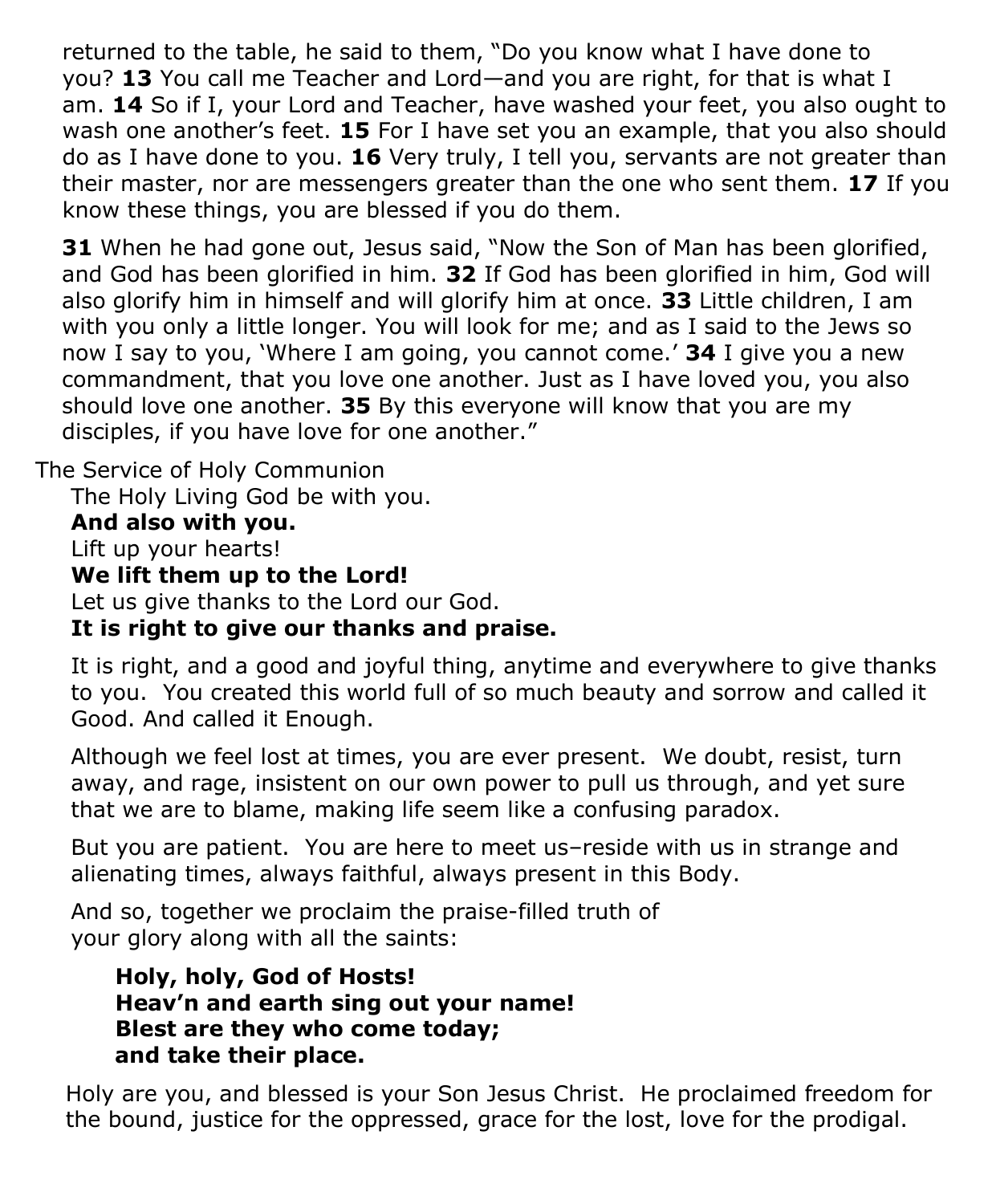returned to the table, he said to them, "Do you know what I have done to you? **13** You call me Teacher and Lord—and you are right, for that is what I am. **14** So if I, your Lord and Teacher, have washed your feet, you also ought to wash one another's feet. **15** For I have set you an example, that you also should do as I have done to you. **16** Very truly, I tell you, servants are not greater than their master, nor are messengers greater than the one who sent them. **17** If you know these things, you are blessed if you do them.

**31** When he had gone out, Jesus said, "Now the Son of Man has been glorified, and God has been glorified in him. **32** If God has been glorified in him, God will also glorify him in himself and will glorify him at once. **33** Little children, I am with you only a little longer. You will look for me; and as I said to the Jews so now I say to you, 'Where I am going, you cannot come.' **34** I give you a new commandment, that you love one another. Just as I have loved you, you also should love one another. **35** By this everyone will know that you are my disciples, if you have love for one another."

The Service of Holy Communion

The Holy Living God be with you.
**And also with you.**
Lift up your hearts!
**We lift them up to the Lord!**
Let us give thanks to the Lord our God.
**It is right to give our thanks and praise.**

It is right, and a good and joyful thing, anytime and everywhere to give thanks to you. You created this world full of so much beauty and sorrow and called it Good. And called it Enough.

Although we feel lost at times, you are ever present. We doubt, resist, turn away, and rage, insistent on our own power to pull us through, and yet sure that we are to blame, making life seem like a confusing paradox.

But you are patient. You are here to meet us–reside with us in strange and alienating times, always faithful, always present in this Body.

And so, together we proclaim the praise-filled truth of your glory along with all the saints:

**Holy, holy, God of Hosts!**
**Heav'n and earth sing out your name!**
**Blest are they who come today;**
**and take their place.**

Holy are you, and blessed is your Son Jesus Christ. He proclaimed freedom for the bound, justice for the oppressed, grace for the lost, love for the prodigal.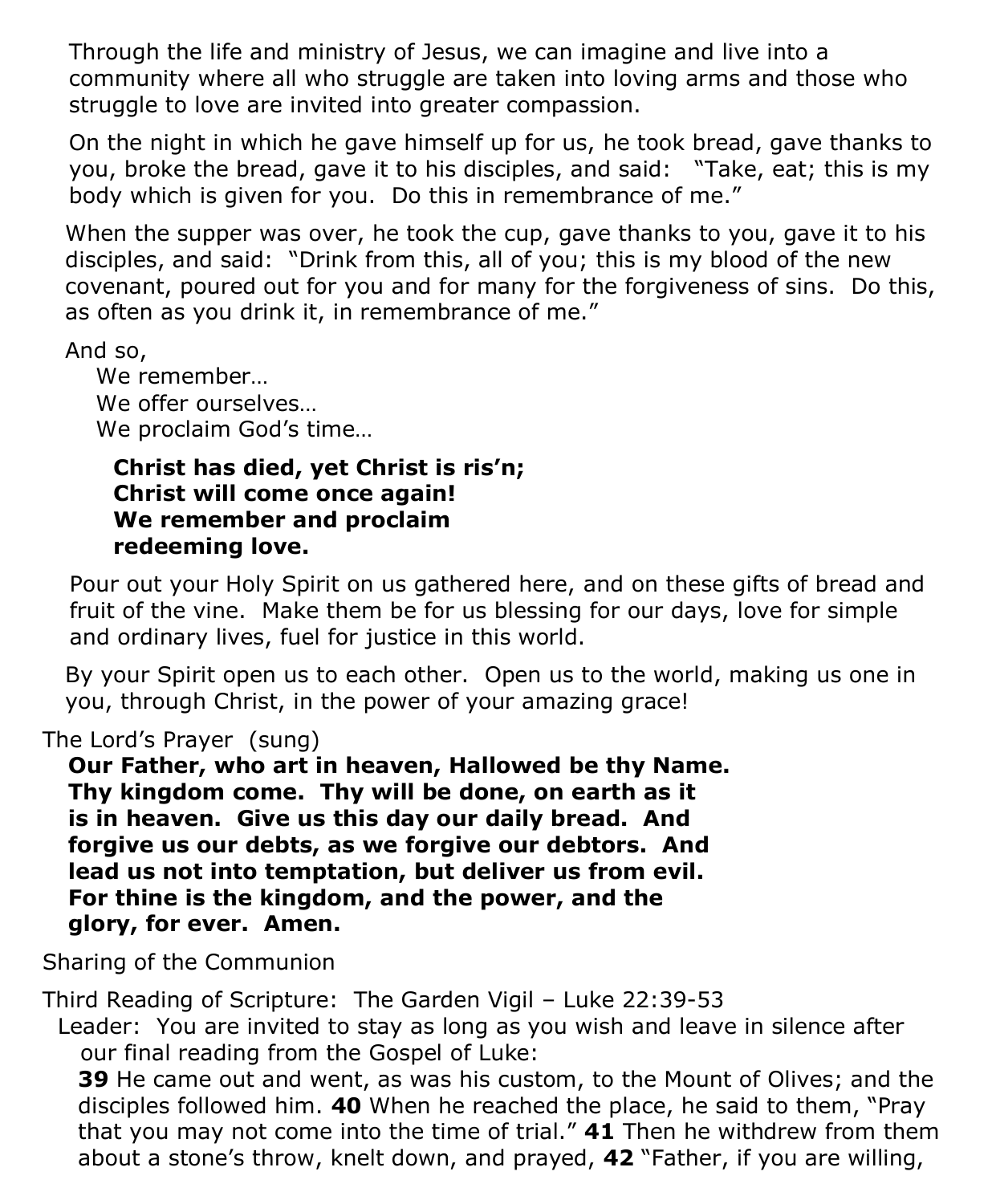Through the life and ministry of Jesus, we can imagine and live into a community where all who struggle are taken into loving arms and those who struggle to love are invited into greater compassion.

On the night in which he gave himself up for us, he took bread, gave thanks to you, broke the bread, gave it to his disciples, and said: "Take, eat; this is my body which is given for you. Do this in remembrance of me."

When the supper was over, he took the cup, gave thanks to you, gave it to his disciples, and said: "Drink from this, all of you; this is my blood of the new covenant, poured out for you and for many for the forgiveness of sins. Do this, as often as you drink it, in remembrance of me."

And so,
We remember…
We offer ourselves…
We proclaim God's time…

**Christ has died, yet Christ is ris'n;**
**Christ will come once again!**
**We remember and proclaim**
**redeeming love.**

Pour out your Holy Spirit on us gathered here, and on these gifts of bread and fruit of the vine. Make them be for us blessing for our days, love for simple and ordinary lives, fuel for justice in this world.

By your Spirit open us to each other. Open us to the world, making us one in you, through Christ, in the power of your amazing grace!

The Lord's Prayer (sung)

**Our Father, who art in heaven, Hallowed be thy Name. Thy kingdom come. Thy will be done, on earth as it is in heaven. Give us this day our daily bread. And forgive us our debts, as we forgive our debtors. And lead us not into temptation, but deliver us from evil. For thine is the kingdom, and the power, and the glory, for ever. Amen.**

Sharing of the Communion

Third Reading of Scripture: The Garden Vigil – Luke 22:39-53

Leader: You are invited to stay as long as you wish and leave in silence after our final reading from the Gospel of Luke:

**39** He came out and went, as was his custom, to the Mount of Olives; and the disciples followed him. **40** When he reached the place, he said to them, "Pray that you may not come into the time of trial." **41** Then he withdrew from them about a stone's throw, knelt down, and prayed, **42** "Father, if you are willing,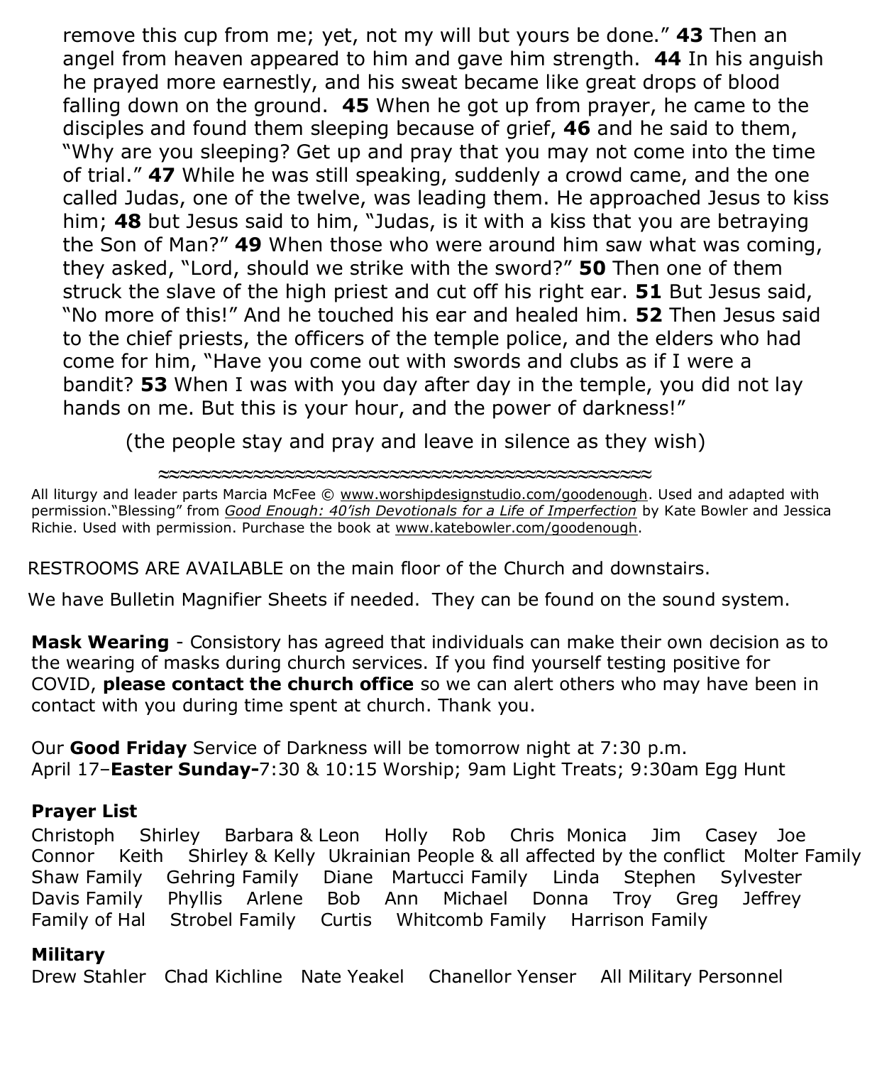remove this cup from me; yet, not my will but yours be done." **43** Then an angel from heaven appeared to him and gave him strength. **44** In his anguish he prayed more earnestly, and his sweat became like great drops of blood falling down on the ground. **45** When he got up from prayer, he came to the disciples and found them sleeping because of grief, **46** and he said to them, "Why are you sleeping? Get up and pray that you may not come into the time of trial." **47** While he was still speaking, suddenly a crowd came, and the one called Judas, one of the twelve, was leading them. He approached Jesus to kiss him; **48** but Jesus said to him, "Judas, is it with a kiss that you are betraying the Son of Man?" **49** When those who were around him saw what was coming, they asked, "Lord, should we strike with the sword?" **50** Then one of them struck the slave of the high priest and cut off his right ear. **51** But Jesus said, "No more of this!" And he touched his ear and healed him. **52** Then Jesus said to the chief priests, the officers of the temple police, and the elders who had come for him, "Have you come out with swords and clubs as if I were a bandit? **53** When I was with you day after day in the temple, you did not lay hands on me. But this is your hour, and the power of darkness!"

(the people stay and pray and leave in silence as they wish)

≈≈≈≈≈≈≈≈≈≈≈≈≈≈≈≈≈≈≈≈≈≈≈≈≈≈≈≈≈≈≈≈≈≈≈≈≈≈≈≈≈≈≈≈

All liturgy and leader parts Marcia McFee © www.worshipdesignstudio.com/goodenough. Used and adapted with permission."Blessing" from *Good Enough: 40'ish Devotionals for a Life of Imperfection* by Kate Bowler and Jessica Richie. Used with permission. Purchase the book at www.katebowler.com/goodenough.

RESTROOMS ARE AVAILABLE on the main floor of the Church and downstairs.

We have Bulletin Magnifier Sheets if needed. They can be found on the sound system.

**Mask Wearing** - Consistory has agreed that individuals can make their own decision as to the wearing of masks during church services. If you find yourself testing positive for COVID, **please contact the church office** so we can alert others who may have been in contact with you during time spent at church. Thank you.

Our **Good Friday** Service of Darkness will be tomorrow night at 7:30 p.m.
April 17–**Easter Sunday-**7:30 & 10:15 Worship; 9am Light Treats; 9:30am Egg Hunt

**Prayer List**

Christoph Shirley Barbara & Leon Holly Rob Chris Monica Jim Casey Joe Connor Keith Shirley & Kelly Ukrainian People & all affected by the conflict Molter Family Shaw Family Gehring Family Diane Martucci Family Linda Stephen Sylvester Davis Family Phyllis Arlene Bob Ann Michael Donna Troy Greg Jeffrey Family of Hal Strobel Family Curtis Whitcomb Family Harrison Family

**Military**

Drew Stahler Chad Kichline Nate Yeakel Chanellor Yenser All Military Personnel